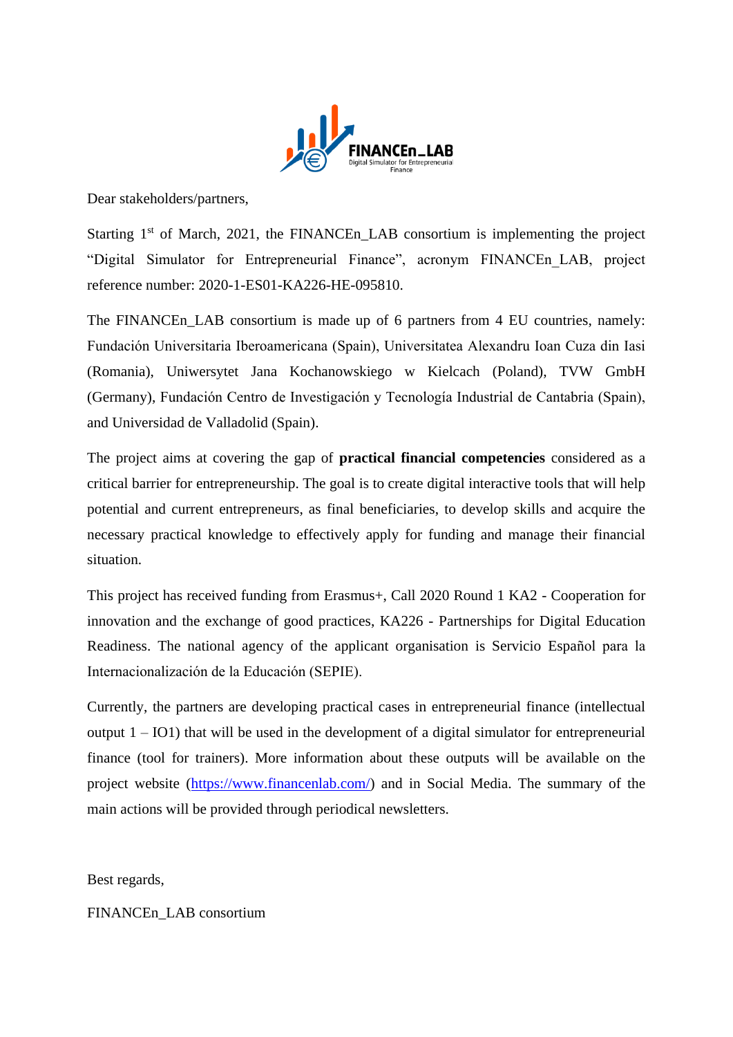Dear stakeholders/partners,

Starting 1st of March, 2021, the FINANCEn_LAB consortium is implementing the project "Digital Simulator for Entrepreneurial Finance", acronym FINANCEn_LAB, project reference number: 2020-1-ES01-KA226-HE-095810.

The FINANCEn_LAB consortium is made up of 6 partners from 4 EU countries, namely: Fundación Universitaria Iberoamericana (Spain), Universitatea Alexandru Ioan Cuza din Iasi (Romania), Uniwersytet Jana Kochanowskiego w Kielcach (Poland), TVW GmbH (Germany), Fundación Centro de Investigación y Tecnología Industrial de Cantabria (Spain), and Universidad de Valladolid (Spain).

The project aims at covering the gap of **practical financial competencies** considered as a critical barrier for entrepreneurship. The goal is to create digital interactive tools that will help potential and current entrepreneurs, as final beneficiaries, to develop skills and acquire the necessary practical knowledge to effectively apply for funding and manage their financial situation.

This project has received funding from Erasmus+, Call 2020 Round 1 KA2 - Cooperation for innovation and the exchange of good practices, KA226 - Partnerships for Digital Education Readiness. The national agency of the applicant organisation is Servicio Español para la Internacionalización de la Educación (SEPIE).

Currently, the partners are developing practical cases in entrepreneurial finance (intellectual output 1 – IO1) that will be used in the development of a digital simulator for entrepreneurial finance (tool for trainers). More information about these outputs will be available on the project website ([https://www.financenlab.com/](https://www.financenlab.com/)) and in Social Media. The summary of the main actions will be provided through periodical newsletters.

Best regards,

FINANCEn_LAB consortium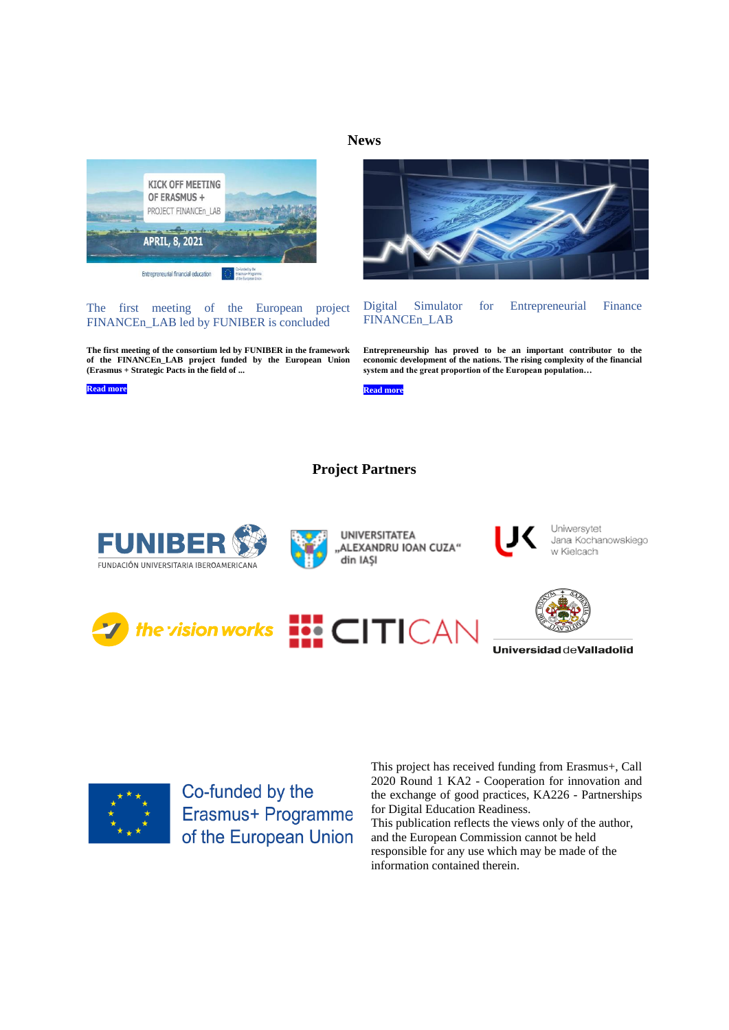## News

The first meeting of the European project FINANCEn_LAB led by FUNIBER is concluded

**The first meeting of the consortium led by FUNIBER in the framework of the FINANCEn_LAB project funded by the European Union (Erasmus + Strategic Pacts in the field of ...**

**Read more**

Digital Simulator for Entrepreneurial Finance FINANCEn_LAB

**Entrepreneurship has proved to be an important contributor to the economic development of the nations. The rising complexity of the financial system and the great proportion of the European population…**

**Read more**

## Project Partners

Co-funded by the Erasmus+ Programme of the European Union

This project has received funding from Erasmus+, Call 2020 Round 1 KA2 - Cooperation for innovation and the exchange of good practices, KA226 - Partnerships for Digital Education Readiness.
This publication reflects the views only of the author, and the European Commission cannot be held responsible for any use which may be made of the information contained therein.